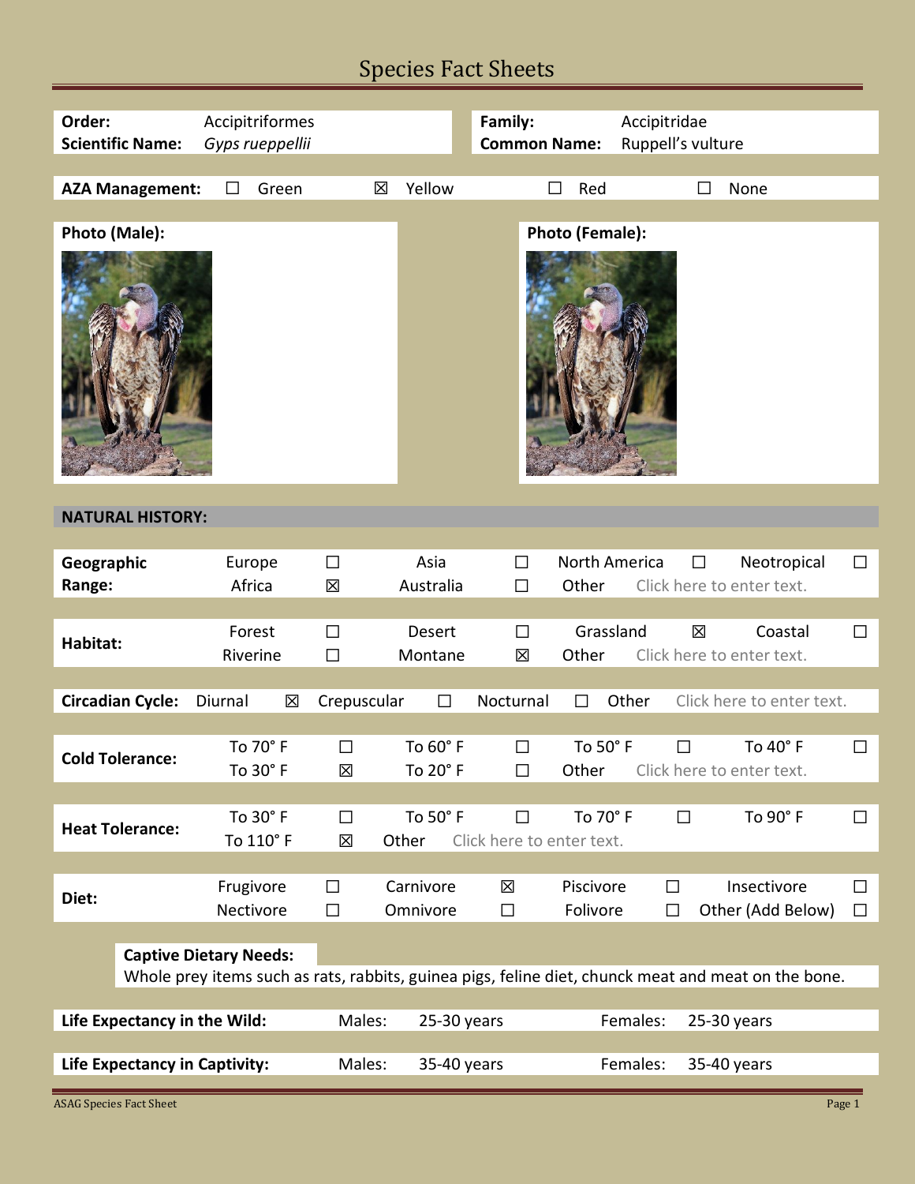# Species Fact Sheets

| | | | |
|---|---|---|---|
| **Order:** | Accipitriformes | **Family:** | Accipitridae |
| **Scientific Name:** | *Gyps rueppellii* | **Common Name:** | Ruppell's vulture |

**AZA Management:** ☐ Green ☒ Yellow ☐ Red ☐ None

**Photo (Male):**

**Photo (Female):**

## NATURAL HISTORY:

| | | | | | | | | |
|---|---|---|---|---|---|---|---|---|
| **Geographic Range:** | Europe | ☐ | Asia | ☐ | North America | ☐ | Neotropical | ☐ |
| | Africa | ☒ | Australia | ☐ | Other | Click here to enter text. | | |

| | | | | | | | | |
|---|---|---|---|---|---|---|---|---|
| **Habitat:** | Forest | ☐ | Desert | ☐ | Grassland | ☒ | Coastal | ☐ |
| | Riverine | ☐ | Montane | ☒ | Other | Click here to enter text. | | |

**Circadian Cycle:** Diurnal ☒ Crepuscular ☐ Nocturnal ☐ Other Click here to enter text.

| | | | | | | | | |
|---|---|---|---|---|---|---|---|---|
| **Cold Tolerance:** | To 70° F | ☐ | To 60° F | ☐ | To 50° F | ☐ | To 40° F | ☐ |
| | To 30° F | ☒ | To 20° F | ☐ | Other | Click here to enter text. | | |

| | | | | | | | | |
|---|---|---|---|---|---|---|---|---|
| **Heat Tolerance:** | To 30° F | ☐ | To 50° F | ☐ | To 70° F | ☐ | To 90° F | ☐ |
| | To 110° F | ☒ | Other | Click here to enter text. | | | | |

| | | | | | | | | |
|---|---|---|---|---|---|---|---|---|
| **Diet:** | Frugivore | ☐ | Carnivore | ☒ | Piscivore | ☐ | Insectivore | ☐ |
| | Nectivore | ☐ | Omnivore | ☐ | Folivore | ☐ | Other (Add Below) | ☐ |

**Captive Dietary Needs:**
Whole prey items such as rats, rabbits, guinea pigs, feline diet, chunck meat and meat on the bone.

| | | | | |
|---|---|---|---|---|
| **Life Expectancy in the Wild:** | Males: | 25-30 years | Females: | 25-30 years |
| **Life Expectancy in Captivity:** | Males: | 35-40 years | Females: | 35-40 years |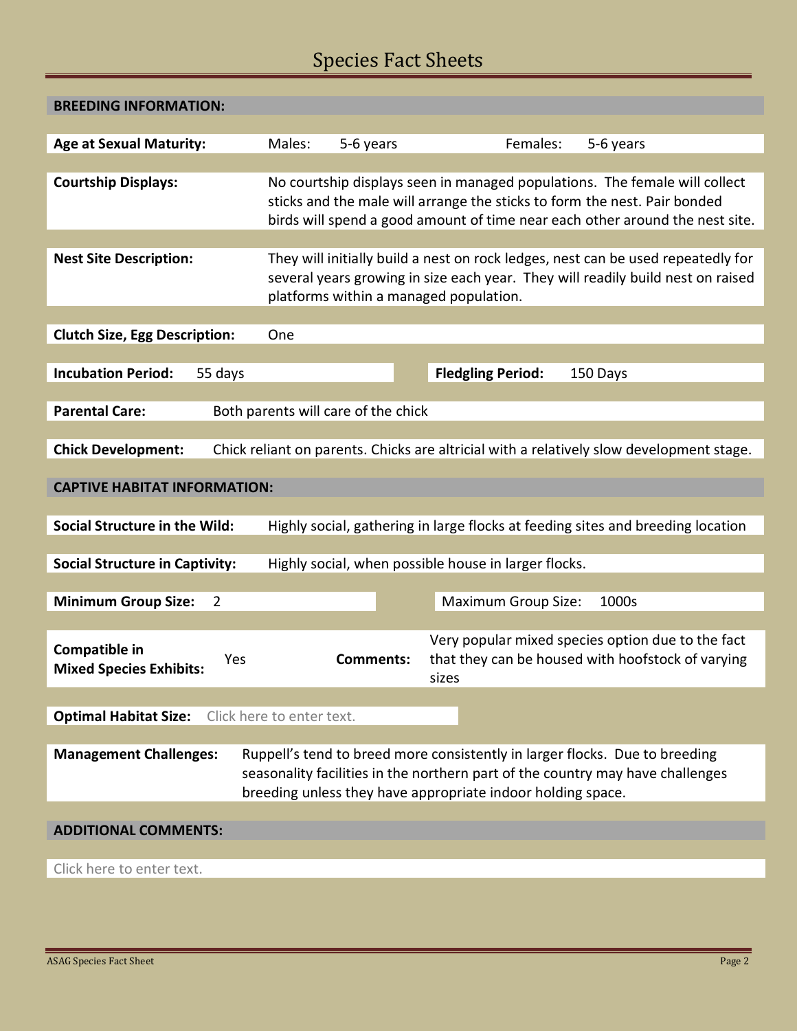## BREEDING INFORMATION:

**Age at Sexual Maturity:** Males: 5-6 years Females: 5-6 years

**Courtship Displays:** No courtship displays seen in managed populations. The female will collect sticks and the male will arrange the sticks to form the nest. Pair bonded birds will spend a good amount of time near each other around the nest site.

**Nest Site Description:** They will initially build a nest on rock ledges, nest can be used repeatedly for several years growing in size each year. They will readily build nest on raised platforms within a managed population.

**Clutch Size, Egg Description:** One

**Incubation Period:** 55 days **Fledgling Period:** 150 Days

**Parental Care:** Both parents will care of the chick

**Chick Development:** Chick reliant on parents. Chicks are altricial with a relatively slow development stage.

## CAPTIVE HABITAT INFORMATION:

**Social Structure in the Wild:** Highly social, gathering in large flocks at feeding sites and breeding location

**Social Structure in Captivity:** Highly social, when possible house in larger flocks.

**Minimum Group Size:** 2 Maximum Group Size: 1000s

**Compatible in Mixed Species Exhibits:** Yes **Comments:** Very popular mixed species option due to the fact that they can be housed with hoofstock of varying sizes

**Optimal Habitat Size:** Click here to enter text.

**Management Challenges:** Ruppell's tend to breed more consistently in larger flocks. Due to breeding seasonality facilities in the northern part of the country may have challenges breeding unless they have appropriate indoor holding space.

## ADDITIONAL COMMENTS:

Click here to enter text.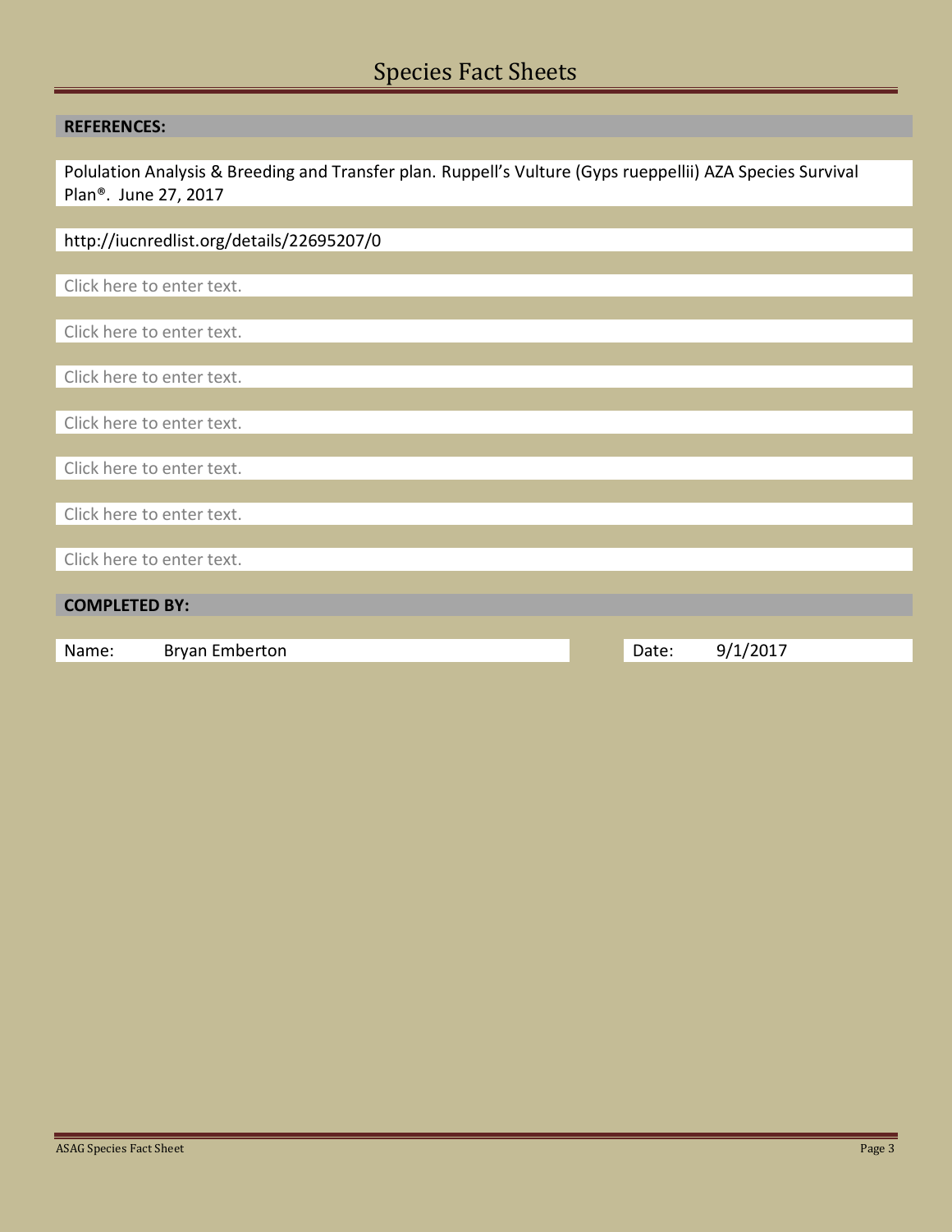## REFERENCES:

Polulation Analysis & Breeding and Transfer plan. Ruppell's Vulture (Gyps rueppellii) AZA Species Survival Plan®. June 27, 2017

http://iucnredlist.org/details/22695207/0

Click here to enter text.

Click here to enter text.

Click here to enter text.

Click here to enter text.

Click here to enter text.

Click here to enter text.

Click here to enter text.

## COMPLETED BY:

Name: Bryan Emberton

Date: 9/1/2017